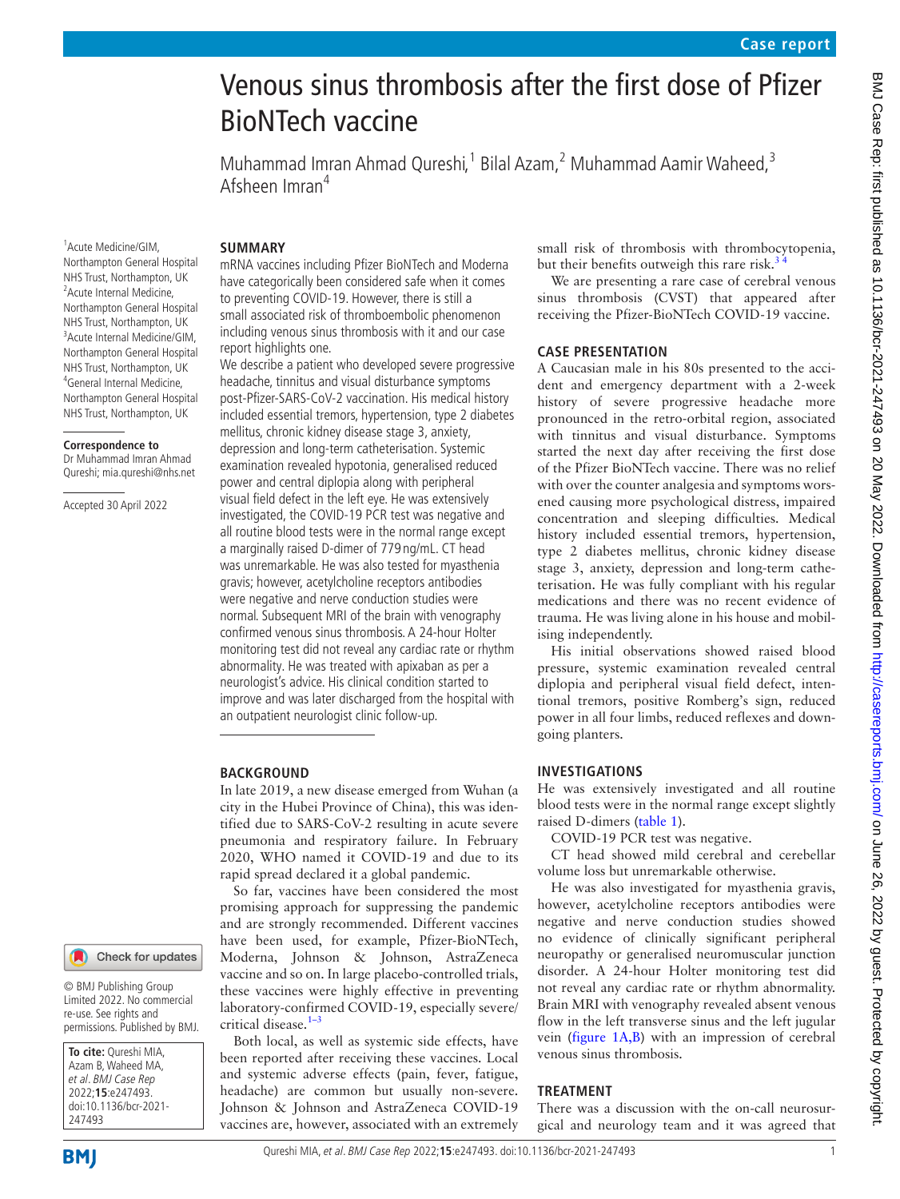# Venous sinus thrombosis after the first dose of Pfizer BioNTech vaccine

Muhammad Imran Ahmad Qureshi,[1] Bilal Azam,[2] Muhammad Aamir Waheed,[3] Afsheen Imran[4]

[1]Acute Medicine/GIM, Northampton General Hospital NHS Trust, Northampton, UK
[2]Acute Internal Medicine, Northampton General Hospital NHS Trust, Northampton, UK
[3]Acute Internal Medicine/GIM, Northampton General Hospital NHS Trust, Northampton, UK
[4]General Internal Medicine, Northampton General Hospital NHS Trust, Northampton, UK

**Correspondence to**
Dr Muhammad Imran Ahmad Qureshi; mia.qureshi@nhs.net

Accepted 30 April 2022

© BMJ Publishing Group Limited 2022. No commercial re-use. See rights and permissions. Published by BMJ.

**To cite:** Qureshi MIA, Azam B, Waheed MA, *et al*. *BMJ Case Rep* 2022;**15**:e247493. doi:10.1136/bcr-2021-247493

## SUMMARY

mRNA vaccines including Pfizer BioNTech and Moderna have categorically been considered safe when it comes to preventing COVID-19. However, there is still a small associated risk of thromboembolic phenomenon including venous sinus thrombosis with it and our case report highlights one.

We describe a patient who developed severe progressive headache, tinnitus and visual disturbance symptoms post-Pfizer-SARS-CoV-2 vaccination. His medical history included essential tremors, hypertension, type 2 diabetes mellitus, chronic kidney disease stage 3, anxiety, depression and long-term catheterisation. Systemic examination revealed hypotonia, generalised reduced power and central diplopia along with peripheral visual field defect in the left eye. He was extensively investigated, the COVID-19 PCR test was negative and all routine blood tests were in the normal range except a marginally raised D-dimer of 779 ng/mL. CT head was unremarkable. He was also tested for myasthenia gravis; however, acetylcholine receptors antibodies were negative and nerve conduction studies were normal. Subsequent MRI of the brain with venography confirmed venous sinus thrombosis. A 24-hour Holter monitoring test did not reveal any cardiac rate or rhythm abnormality. He was treated with apixaban as per a neurologist's advice. His clinical condition started to improve and was later discharged from the hospital with an outpatient neurologist clinic follow-up.

## BACKGROUND

In late 2019, a new disease emerged from Wuhan (a city in the Hubei Province of China), this was identified due to SARS-CoV-2 resulting in acute severe pneumonia and respiratory failure. In February 2020, WHO named it COVID-19 and due to its rapid spread declared it a global pandemic.

So far, vaccines have been considered the most promising approach for suppressing the pandemic and are strongly recommended. Different vaccines have been used, for example, Pfizer-BioNTech, Moderna, Johnson & Johnson, AstraZeneca vaccine and so on. In large placebo-controlled trials, these vaccines were highly effective in preventing laboratory-confirmed COVID-19, especially severe/critical disease.[1–3]

Both local, as well as systemic side effects, have been reported after receiving these vaccines. Local and systemic adverse effects (pain, fever, fatigue, headache) are common but usually non-severe. Johnson & Johnson and AstraZeneca COVID-19 vaccines are, however, associated with an extremely small risk of thrombosis with thrombocytopenia, but their benefits outweigh this rare risk.[3 4]

We are presenting a rare case of cerebral venous sinus thrombosis (CVST) that appeared after receiving the Pfizer-BioNTech COVID-19 vaccine.

## CASE PRESENTATION

A Caucasian male in his 80s presented to the accident and emergency department with a 2-week history of severe progressive headache more pronounced in the retro-orbital region, associated with tinnitus and visual disturbance. Symptoms started the next day after receiving the first dose of the Pfizer BioNTech vaccine. There was no relief with over the counter analgesia and symptoms worsened causing more psychological distress, impaired concentration and sleeping difficulties. Medical history included essential tremors, hypertension, type 2 diabetes mellitus, chronic kidney disease stage 3, anxiety, depression and long-term catheterisation. He was fully compliant with his regular medications and there was no recent evidence of trauma. He was living alone in his house and mobilising independently.

His initial observations showed raised blood pressure, systemic examination revealed central diplopia and peripheral visual field defect, intentional tremors, positive Romberg's sign, reduced power in all four limbs, reduced reflexes and downgoing planters.

## INVESTIGATIONS

He was extensively investigated and all routine blood tests were in the normal range except slightly raised D-dimers (table 1).

COVID-19 PCR test was negative.

CT head showed mild cerebral and cerebellar volume loss but unremarkable otherwise.

He was also investigated for myasthenia gravis, however, acetylcholine receptors antibodies were negative and nerve conduction studies showed no evidence of clinically significant peripheral neuropathy or generalised neuromuscular junction disorder. A 24-hour Holter monitoring test did not reveal any cardiac rate or rhythm abnormality. Brain MRI with venography revealed absent venous flow in the left transverse sinus and the left jugular vein (figure 1A,B) with an impression of cerebral venous sinus thrombosis.

## TREATMENT

There was a discussion with the on-call neurosurgical and neurology team and it was agreed that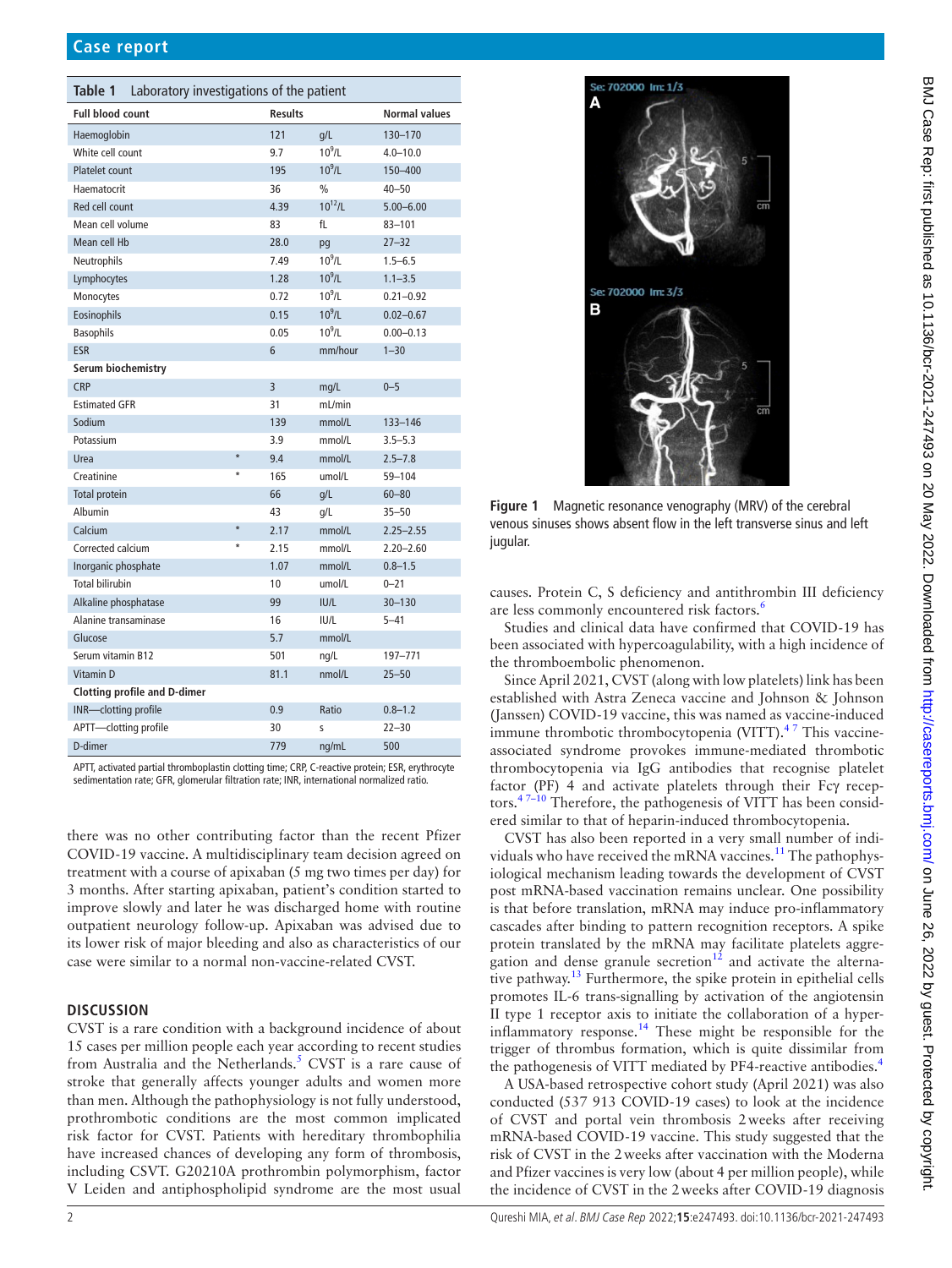**Table 1** Laboratory investigations of the patient

| Full blood count | | Results | | Normal values |
|---|---|---|---|---|
| Haemoglobin | | 121 | g/L | 130–170 |
| White cell count | | 9.7 | $10^9$/L | 4.0–10.0 |
| Platelet count | | 195 | $10^9$/L | 150–400 |
| Haematocrit | | 36 | % | 40–50 |
| Red cell count | | 4.39 | $10^{12}$/L | 5.00–6.00 |
| Mean cell volume | | 83 | fL | 83–101 |
| Mean cell Hb | | 28.0 | pg | 27–32 |
| Neutrophils | | 7.49 | $10^9$/L | 1.5–6.5 |
| Lymphocytes | | 1.28 | $10^9$/L | 1.1–3.5 |
| Monocytes | | 0.72 | $10^9$/L | 0.21–0.92 |
| Eosinophils | | 0.15 | $10^9$/L | 0.02–0.67 |
| Basophils | | 0.05 | $10^9$/L | 0.00–0.13 |
| ESR | | 6 | mm/hour | 1–30 |
| **Serum biochemistry** | | | | |
| CRP | | 3 | mg/L | 0–5 |
| Estimated GFR | | 31 | mL/min | |
| Sodium | | 139 | mmol/L | 133–146 |
| Potassium | | 3.9 | mmol/L | 3.5–5.3 |
| Urea | * | 9.4 | mmol/L | 2.5–7.8 |
| Creatinine | * | 165 | umol/L | 59–104 |
| Total protein | | 66 | g/L | 60–80 |
| Albumin | | 43 | g/L | 35–50 |
| Calcium | * | 2.17 | mmol/L | 2.25–2.55 |
| Corrected calcium | * | 2.15 | mmol/L | 2.20–2.60 |
| Inorganic phosphate | | 1.07 | mmol/L | 0.8–1.5 |
| Total bilirubin | | 10 | umol/L | 0–21 |
| Alkaline phosphatase | | 99 | IU/L | 30–130 |
| Alanine transaminase | | 16 | IU/L | 5–41 |
| Glucose | | 5.7 | mmol/L | |
| Serum vitamin B12 | | 501 | ng/L | 197–771 |
| Vitamin D | | 81.1 | nmol/L | 25–50 |
| **Clotting profile and D-dimer** | | | | |
| INR—clotting profile | | 0.9 | Ratio | 0.8–1.2 |
| APTT—clotting profile | | 30 | s | 22–30 |
| D-dimer | | 779 | ng/mL | 500 |

APTT, activated partial thromboplastin clotting time; CRP, C-reactive protein; ESR, erythrocyte sedimentation rate; GFR, glomerular filtration rate; INR, international normalized ratio.

there was no other contributing factor than the recent Pfizer COVID-19 vaccine. A multidisciplinary team decision agreed on treatment with a course of apixaban (5 mg two times per day) for 3 months. After starting apixaban, patient's condition started to improve slowly and later he was discharged home with routine outpatient neurology follow-up. Apixaban was advised due to its lower risk of major bleeding and also as characteristics of our case were similar to a normal non-vaccine-related CVST.

## DISCUSSION

CVST is a rare condition with a background incidence of about 15 cases per million people each year according to recent studies from Australia and the Netherlands.[5] CVST is a rare cause of stroke that generally affects younger adults and women more than men. Although the pathophysiology is not fully understood, prothrombotic conditions are the most common implicated risk factor for CVST. Patients with hereditary thrombophilia have increased chances of developing any form of thrombosis, including CSVT. G20210A prothrombin polymorphism, factor V Leiden and antiphospholipid syndrome are the most usual causes. Protein C, S deficiency and antithrombin III deficiency are less commonly encountered risk factors.[6]

Se: 702000 Im: 1/3
A
5
cm

Se: 702000 Im: 3/3
B
5
cm

**Figure 1** Magnetic resonance venography (MRV) of the cerebral venous sinuses shows absent flow in the left transverse sinus and left jugular.

Studies and clinical data have confirmed that COVID-19 has been associated with hypercoagulability, with a high incidence of the thromboembolic phenomenon.

Since April 2021, CVST (along with low platelets) link has been established with Astra Zeneca vaccine and Johnson & Johnson (Janssen) COVID-19 vaccine, this was named as vaccine-induced immune thrombotic thrombocytopenia (VITT).[4 7] This vaccine-associated syndrome provokes immune-mediated thrombotic thrombocytopenia via IgG antibodies that recognise platelet factor (PF) 4 and activate platelets through their Fcγ receptors.[4 7–10] Therefore, the pathogenesis of VITT has been considered similar to that of heparin-induced thrombocytopenia.

CVST has also been reported in a very small number of individuals who have received the mRNA vaccines.[11] The pathophysiological mechanism leading towards the development of CVST post mRNA-based vaccination remains unclear. One possibility is that before translation, mRNA may induce pro-inflammatory cascades after binding to pattern recognition receptors. A spike protein translated by the mRNA may facilitate platelets aggregation and dense granule secretion[12] and activate the alternative pathway.[13] Furthermore, the spike protein in epithelial cells promotes IL-6 trans-signalling by activation of the angiotensin II type 1 receptor axis to initiate the collaboration of a hyper-inflammatory response.[14] These might be responsible for the trigger of thrombus formation, which is quite dissimilar from the pathogenesis of VITT mediated by PF4-reactive antibodies.[4]

A USA-based retrospective cohort study (April 2021) was also conducted (537 913 COVID-19 cases) to look at the incidence of CVST and portal vein thrombosis 2 weeks after receiving mRNA-based COVID-19 vaccine. This study suggested that the risk of CVST in the 2 weeks after vaccination with the Moderna and Pfizer vaccines is very low (about 4 per million people), while the incidence of CVST in the 2 weeks after COVID-19 diagnosis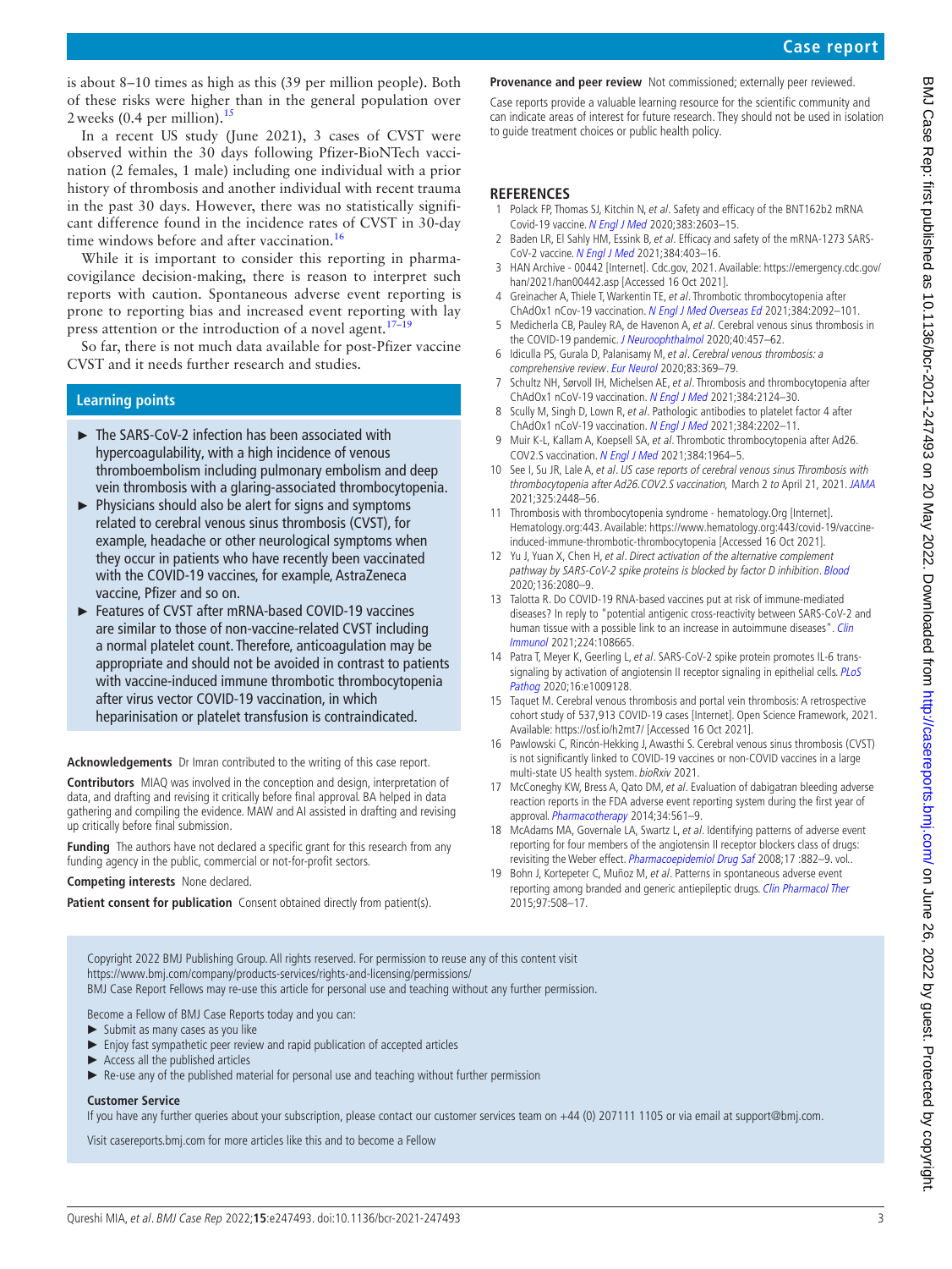is about 8–10 times as high as this (39 per million people). Both of these risks were higher than in the general population over 2 weeks (0.4 per million).[15]

In a recent US study (June 2021), 3 cases of CVST were observed within the 30 days following Pfizer-BioNTech vaccination (2 females, 1 male) including one individual with a prior history of thrombosis and another individual with recent trauma in the past 30 days. However, there was no statistically significant difference found in the incidence rates of CVST in 30-day time windows before and after vaccination.[16]

While it is important to consider this reporting in pharmacovigilance decision-making, there is reason to interpret such reports with caution. Spontaneous adverse event reporting is prone to reporting bias and increased event reporting with lay press attention or the introduction of a novel agent.[17–19]

So far, there is not much data available for post-Pfizer vaccine CVST and it needs further research and studies.

## Learning points

- The SARS-CoV-2 infection has been associated with hypercoagulability, with a high incidence of venous thromboembolism including pulmonary embolism and deep vein thrombosis with a glaring-associated thrombocytopenia.
- Physicians should also be alert for signs and symptoms related to cerebral venous sinus thrombosis (CVST), for example, headache or other neurological symptoms when they occur in patients who have recently been vaccinated with the COVID-19 vaccines, for example, AstraZeneca vaccine, Pfizer and so on.
- Features of CVST after mRNA-based COVID-19 vaccines are similar to those of non-vaccine-related CVST including a normal platelet count. Therefore, anticoagulation may be appropriate and should not be avoided in contrast to patients with vaccine-induced immune thrombotic thrombocytopenia after virus vector COVID-19 vaccination, in which heparinisation or platelet transfusion is contraindicated.

**Acknowledgements** Dr Imran contributed to the writing of this case report.

**Contributors** MIAQ was involved in the conception and design, interpretation of data, and drafting and revising it critically before final approval. BA helped in data gathering and compiling the evidence. MAW and AI assisted in drafting and revising up critically before final submission.

**Funding** The authors have not declared a specific grant for this research from any funding agency in the public, commercial or not-for-profit sectors.

**Competing interests** None declared.

**Patient consent for publication** Consent obtained directly from patient(s).

**Provenance and peer review** Not commissioned; externally peer reviewed.

Case reports provide a valuable learning resource for the scientific community and can indicate areas of interest for future research. They should not be used in isolation to guide treatment choices or public health policy.

## REFERENCES

1. Polack FP, Thomas SJ, Kitchin N, *et al*. Safety and efficacy of the BNT162b2 mRNA Covid-19 vaccine. *N Engl J Med* 2020;383:2603–15.
2. Baden LR, El Sahly HM, Essink B, *et al*. Efficacy and safety of the mRNA-1273 SARS-CoV-2 vaccine. *N Engl J Med* 2021;384:403–16.
3. HAN Archive - 00442 [Internet]. Cdc.gov, 2021. Available: https://emergency.cdc.gov/han/2021/han00442.asp [Accessed 16 Oct 2021].
4. Greinacher A, Thiele T, Warkentin TE, *et al*. Thrombotic thrombocytopenia after ChAdOx1 nCov-19 vaccination. *N Engl J Med Overseas Ed* 2021;384:2092–101.
5. Medicherla CB, Pauley RA, de Havenon A, *et al*. Cerebral venous sinus thrombosis in the COVID-19 pandemic. *J Neuroophthalmol* 2020;40:457–62.
6. Idiculla PS, Gurala D, Palanisamy M, *et al*. *Cerebral venous thrombosis: a comprehensive review*. *Eur Neurol* 2020;83:369–79.
7. Schultz NH, Sørvoll IH, Michelsen AE, *et al*. Thrombosis and thrombocytopenia after ChAdOx1 nCoV-19 vaccination. *N Engl J Med* 2021;384:2124–30.
8. Scully M, Singh D, Lown R, *et al*. Pathologic antibodies to platelet factor 4 after ChAdOx1 nCoV-19 vaccination. *N Engl J Med* 2021;384:2202–11.
9. Muir K-L, Kallam A, Koepsell SA, *et al*. Thrombotic thrombocytopenia after Ad26. COV2.S vaccination. *N Engl J Med* 2021;384:1964–5.
10. See I, Su JR, Lale A, *et al*. *US case reports of cerebral venous sinus Thrombosis with thrombocytopenia after Ad26.COV2.S vaccination,* March 2 *to* April 21, 2021. *JAMA* 2021;325:2448–56.
11. Thrombosis with thrombocytopenia syndrome - hematology.Org [Internet]. Hematology.org:443. Available: https://www.hematology.org:443/covid-19/vaccine-induced-immune-thrombotic-thrombocytopenia [Accessed 16 Oct 2021].
12. Yu J, Yuan X, Chen H, *et al*. *Direct activation of the alternative complement pathway by SARS-CoV-2 spike proteins is blocked by factor D inhibition*. *Blood* 2020;136:2080–9.
13. Talotta R. Do COVID-19 RNA-based vaccines put at risk of immune-mediated diseases? In reply to "potential antigenic cross-reactivity between SARS-CoV-2 and human tissue with a possible link to an increase in autoimmune diseases". *Clin Immunol* 2021;224:108665.
14. Patra T, Meyer K, Geerling L, *et al*. SARS-CoV-2 spike protein promotes IL-6 trans-signaling by activation of angiotensin II receptor signaling in epithelial cells. *PLoS Pathog* 2020;16:e1009128.
15. Taquet M. Cerebral venous thrombosis and portal vein thrombosis: A retrospective cohort study of 537,913 COVID-19 cases [Internet]. Open Science Framework, 2021. Available: https://osf.io/h2mt7/ [Accessed 16 Oct 2021].
16. Pawlowski C, Rincón-Hekking J, Awasthi S. Cerebral venous sinus thrombosis (CVST) is not significantly linked to COVID-19 vaccines or non-COVID vaccines in a large multi-state US health system. *bioRxiv* 2021.
17. McConeghy KW, Bress A, Qato DM, *et al*. Evaluation of dabigatran bleeding adverse reaction reports in the FDA adverse event reporting system during the first year of approval. *Pharmacotherapy* 2014;34:561–9.
18. McAdams MA, Governale LA, Swartz L, *et al*. Identifying patterns of adverse event reporting for four members of the angiotensin II receptor blockers class of drugs: revisiting the Weber effect. *Pharmacoepidemiol Drug Saf* 2008;17 :882–9. vol..
19. Bohn J, Kortepeter C, Muñoz M, *et al*. Patterns in spontaneous adverse event reporting among branded and generic antiepileptic drugs. *Clin Pharmacol Ther* 2015;97:508–17.

Copyright 2022 BMJ Publishing Group. All rights reserved. For permission to reuse any of this content visit https://www.bmj.com/company/products-services/rights-and-licensing/permissions/
BMJ Case Report Fellows may re-use this article for personal use and teaching without any further permission.

Become a Fellow of BMJ Case Reports today and you can:

- Submit as many cases as you like
- Enjoy fast sympathetic peer review and rapid publication of accepted articles
- Access all the published articles
- Re-use any of the published material for personal use and teaching without further permission

**Customer Service**

If you have any further queries about your subscription, please contact our customer services team on +44 (0) 207111 1105 or via email at support@bmj.com.

Visit casereports.bmj.com for more articles like this and to become a Fellow